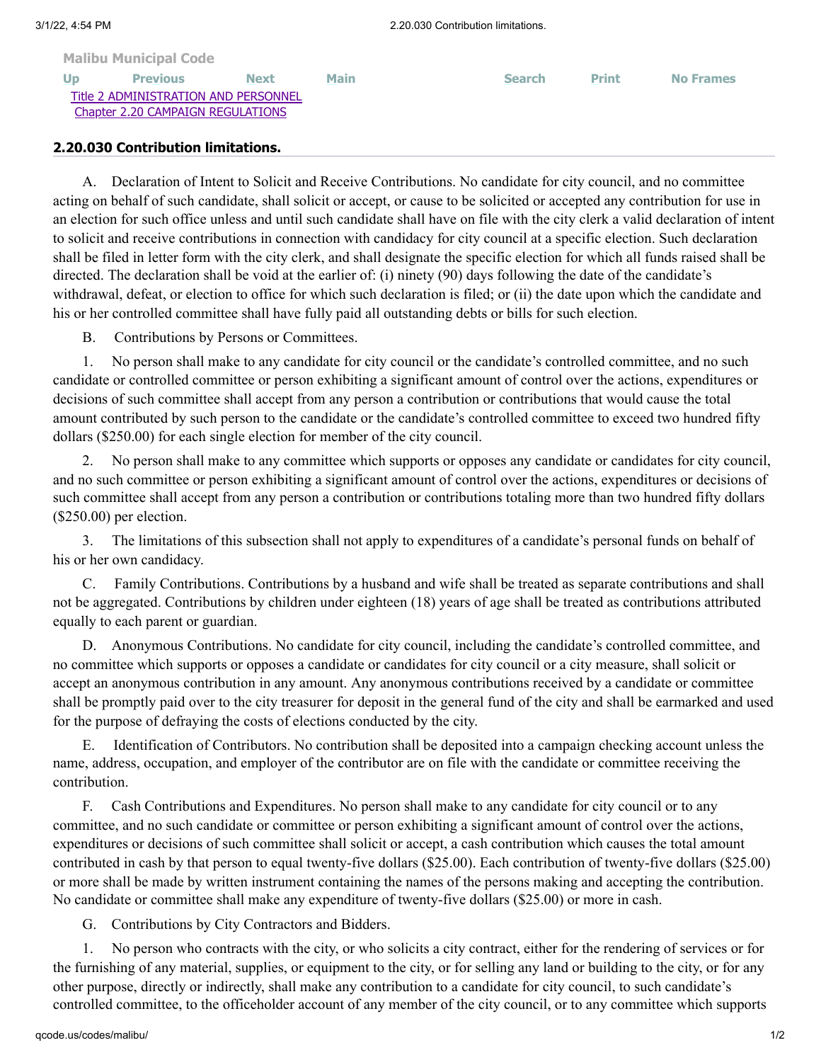Malibu Municipal Code

Title 2 ADMINISTRATION AND PERSONNEL
Chapter 2.20 CAMPAIGN REGULATIONS

## 2.20.030 Contribution limitations.

A. Declaration of Intent to Solicit and Receive Contributions. No candidate for city council, and no committee acting on behalf of such candidate, shall solicit or accept, or cause to be solicited or accepted any contribution for use in an election for such office unless and until such candidate shall have on file with the city clerk a valid declaration of intent to solicit and receive contributions in connection with candidacy for city council at a specific election. Such declaration shall be filed in letter form with the city clerk, and shall designate the specific election for which all funds raised shall be directed. The declaration shall be void at the earlier of: (i) ninety (90) days following the date of the candidate's withdrawal, defeat, or election to office for which such declaration is filed; or (ii) the date upon which the candidate and his or her controlled committee shall have fully paid all outstanding debts or bills for such election.

B. Contributions by Persons or Committees.

1. No person shall make to any candidate for city council or the candidate's controlled committee, and no such candidate or controlled committee or person exhibiting a significant amount of control over the actions, expenditures or decisions of such committee shall accept from any person a contribution or contributions that would cause the total amount contributed by such person to the candidate or the candidate's controlled committee to exceed two hundred fifty dollars ($250.00) for each single election for member of the city council.

2. No person shall make to any committee which supports or opposes any candidate or candidates for city council, and no such committee or person exhibiting a significant amount of control over the actions, expenditures or decisions of such committee shall accept from any person a contribution or contributions totaling more than two hundred fifty dollars ($250.00) per election.

3. The limitations of this subsection shall not apply to expenditures of a candidate's personal funds on behalf of his or her own candidacy.

C. Family Contributions. Contributions by a husband and wife shall be treated as separate contributions and shall not be aggregated. Contributions by children under eighteen (18) years of age shall be treated as contributions attributed equally to each parent or guardian.

D. Anonymous Contributions. No candidate for city council, including the candidate's controlled committee, and no committee which supports or opposes a candidate or candidates for city council or a city measure, shall solicit or accept an anonymous contribution in any amount. Any anonymous contributions received by a candidate or committee shall be promptly paid over to the city treasurer for deposit in the general fund of the city and shall be earmarked and used for the purpose of defraying the costs of elections conducted by the city.

E. Identification of Contributors. No contribution shall be deposited into a campaign checking account unless the name, address, occupation, and employer of the contributor are on file with the candidate or committee receiving the contribution.

F. Cash Contributions and Expenditures. No person shall make to any candidate for city council or to any committee, and no such candidate or committee or person exhibiting a significant amount of control over the actions, expenditures or decisions of such committee shall solicit or accept, a cash contribution which causes the total amount contributed in cash by that person to equal twenty-five dollars ($25.00). Each contribution of twenty-five dollars ($25.00) or more shall be made by written instrument containing the names of the persons making and accepting the contribution. No candidate or committee shall make any expenditure of twenty-five dollars ($25.00) or more in cash.

G. Contributions by City Contractors and Bidders.

1. No person who contracts with the city, or who solicits a city contract, either for the rendering of services or for the furnishing of any material, supplies, or equipment to the city, or for selling any land or building to the city, or for any other purpose, directly or indirectly, shall make any contribution to a candidate for city council, to such candidate's controlled committee, to the officeholder account of any member of the city council, or to any committee which supports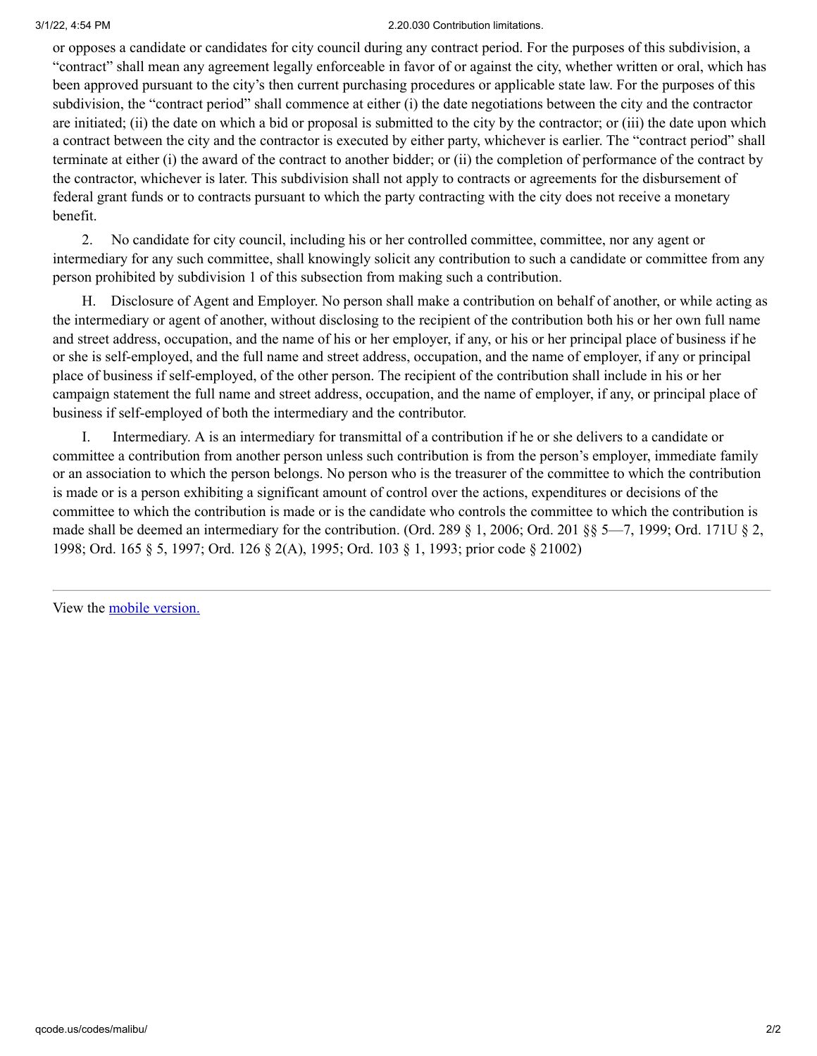or opposes a candidate or candidates for city council during any contract period. For the purposes of this subdivision, a "contract" shall mean any agreement legally enforceable in favor of or against the city, whether written or oral, which has been approved pursuant to the city's then current purchasing procedures or applicable state law. For the purposes of this subdivision, the "contract period" shall commence at either (i) the date negotiations between the city and the contractor are initiated; (ii) the date on which a bid or proposal is submitted to the city by the contractor; or (iii) the date upon which a contract between the city and the contractor is executed by either party, whichever is earlier. The "contract period" shall terminate at either (i) the award of the contract to another bidder; or (ii) the completion of performance of the contract by the contractor, whichever is later. This subdivision shall not apply to contracts or agreements for the disbursement of federal grant funds or to contracts pursuant to which the party contracting with the city does not receive a monetary benefit.

2. No candidate for city council, including his or her controlled committee, committee, nor any agent or intermediary for any such committee, shall knowingly solicit any contribution to such a candidate or committee from any person prohibited by subdivision 1 of this subsection from making such a contribution.

H. Disclosure of Agent and Employer. No person shall make a contribution on behalf of another, or while acting as the intermediary or agent of another, without disclosing to the recipient of the contribution both his or her own full name and street address, occupation, and the name of his or her employer, if any, or his or her principal place of business if he or she is self-employed, and the full name and street address, occupation, and the name of employer, if any or principal place of business if self-employed, of the other person. The recipient of the contribution shall include in his or her campaign statement the full name and street address, occupation, and the name of employer, if any, or principal place of business if self-employed of both the intermediary and the contributor.

I. Intermediary. A is an intermediary for transmittal of a contribution if he or she delivers to a candidate or committee a contribution from another person unless such contribution is from the person's employer, immediate family or an association to which the person belongs. No person who is the treasurer of the committee to which the contribution is made or is a person exhibiting a significant amount of control over the actions, expenditures or decisions of the committee to which the contribution is made or is the candidate who controls the committee to which the contribution is made shall be deemed an intermediary for the contribution. (Ord. 289 § 1, 2006; Ord. 201 §§ 5—7, 1999; Ord. 171U § 2, 1998; Ord. 165 § 5, 1997; Ord. 126 § 2(A), 1995; Ord. 103 § 1, 1993; prior code § 21002)

---

View the mobile version.